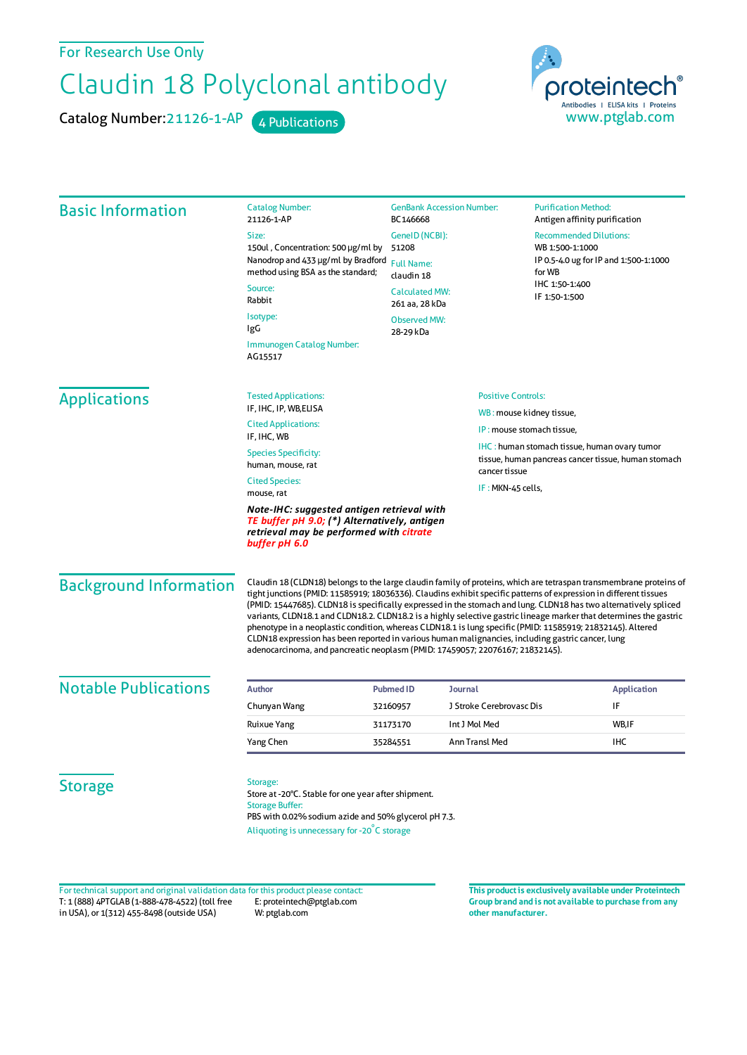For Research Use Only

# Claudin 18 Polyclonal antibody

Catalog Number: 21126-1-AP  4 Publications

proteintech®
Antibodies | ELISA kits | Proteins
www.ptglab.com

## Basic Information

**Catalog Number:**
21126-1-AP

**Size:**
150ul , Concentration: 500 μg/ml by Nanodrop and 433 μg/ml by Bradford method using BSA as the standard;

**Source:**
Rabbit

**Isotype:**
IgG

**Immunogen Catalog Number:**
AG15517

**GenBank Accession Number:**
BC146668

**GeneID (NCBI):**
51208

**Full Name:**
claudin 18

**Calculated MW:**
261 aa, 28 kDa

**Observed MW:**
28-29 kDa

**Purification Method:**
Antigen affinity purification

**Recommended Dilutions:**
WB 1:500-1:1000
IP 0.5-4.0 ug for IP and 1:500-1:1000 for WB
IHC 1:50-1:400
IF 1:50-1:500

## Applications

**Tested Applications:**
IF, IHC, IP, WB,ELISA

**Cited Applications:**
IF, IHC, WB

**Species Specificity:**
human, mouse, rat

**Cited Species:**
mouse, rat

***Note-IHC: suggested antigen retrieval with TE buffer pH 9.0; (*) Alternatively, antigen retrieval may be performed with citrate buffer pH 6.0***

**Positive Controls:**

WB : mouse kidney tissue,

IP : mouse stomach tissue,

IHC : human stomach tissue, human ovary tumor tissue, human pancreas cancer tissue, human stomach cancer tissue

IF : MKN-45 cells,

## Background Information

Claudin 18 (CLDN18) belongs to the large claudin family of proteins, which are tetraspan transmembrane proteins of tight junctions (PMID: 11585919; 18036336). Claudins exhibit specific patterns of expression in different tissues (PMID: 15447685). CLDN18 is specifically expressed in the stomach and lung. CLDN18 has two alternatively spliced variants, CLDN18.1 and CLDN18.2. CLDN18.2 is a highly selective gastric lineage marker that determines the gastric phenotype in a neoplastic condition, whereas CLDN18.1 is lung specific (PMID: 11585919; 21832145). Altered CLDN18 expression has been reported in various human malignancies, including gastric cancer, lung adenocarcinoma, and pancreatic neoplasm (PMID: 17459057; 22076167; 21832145).

## Notable Publications

| Author | Pubmed ID | Journal | Application |
|---|---|---|---|
| Chunyan Wang | 32160957 | J Stroke Cerebrovasc Dis | IF |
| Ruixue Yang | 31173170 | Int J Mol Med | WB,IF |
| Yang Chen | 35284551 | Ann Transl Med | IHC |

## Storage

**Storage:**
Store at -20°C. Stable for one year after shipment.

**Storage Buffer:**
PBS with 0.02% sodium azide and 50% glycerol pH 7.3.

Aliquoting is unnecessary for -20°C storage

For technical support and original validation data for this product please contact:
T: 1 (888) 4PTGLAB (1-888-478-4522) (toll free in USA), or 1(312) 455-8498 (outside USA)
E: proteintech@ptglab.com
W: ptglab.com

**This product is exclusively available under Proteintech Group brand and is not available to purchase from any other manufacturer.**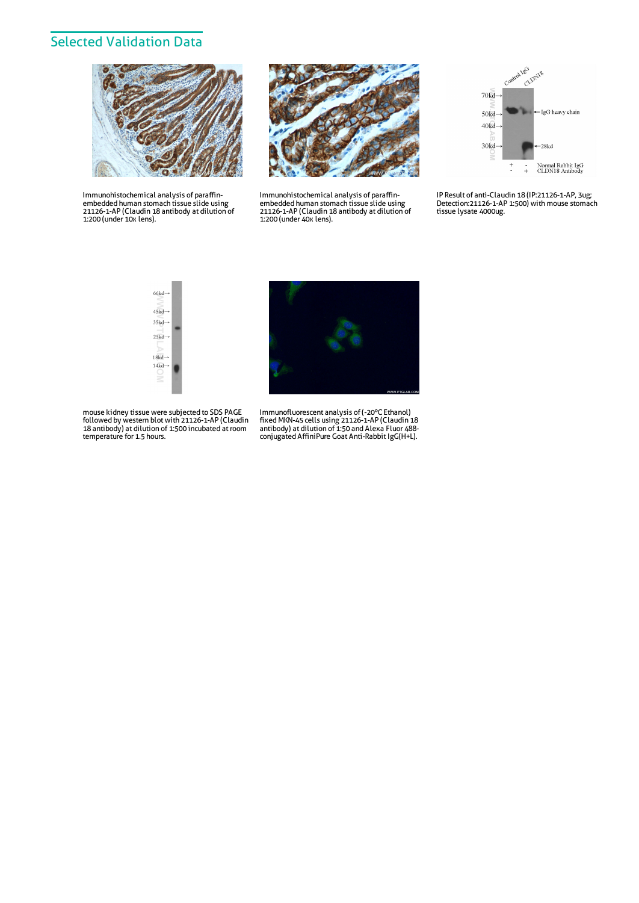## Selected Validation Data

Immunohistochemical analysis of paraffin-embedded human stomach tissue slide using 21126-1-AP (Claudin 18 antibody at dilution of 1:200 (under 10x lens).

Immunohistochemical analysis of paraffin-embedded human stomach tissue slide using 21126-1-AP (Claudin 18 antibody at dilution of 1:200 (under 40x lens).

Control IgG
CLDN18
70kd→
50kd→
40kd→
30kd→
←IgG heavy chain
←28kd
+ -
- +
Normal Rabbit IgG
CLDN18 Antibody

IP Result of anti-Claudin 18 (IP:21126-1-AP, 3ug; Detection:21126-1-AP 1:500) with mouse stomach tissue lysate 4000ug.

66kd→
45kd→
35kd→
25kd→
18kd→
14kd→

mouse kidney tissue were subjected to SDS PAGE followed by western blot with 21126-1-AP (Claudin 18 antibody) at dilution of 1:500 incubated at room temperature for 1.5 hours.

Immunofluorescent analysis of (-20°C Ethanol) fixed MKN-45 cells using 21126-1-AP (Claudin 18 antibody) at dilution of 1:50 and Alexa Fluor 488-conjugated AffiniPure Goat Anti-Rabbit IgG(H+L).